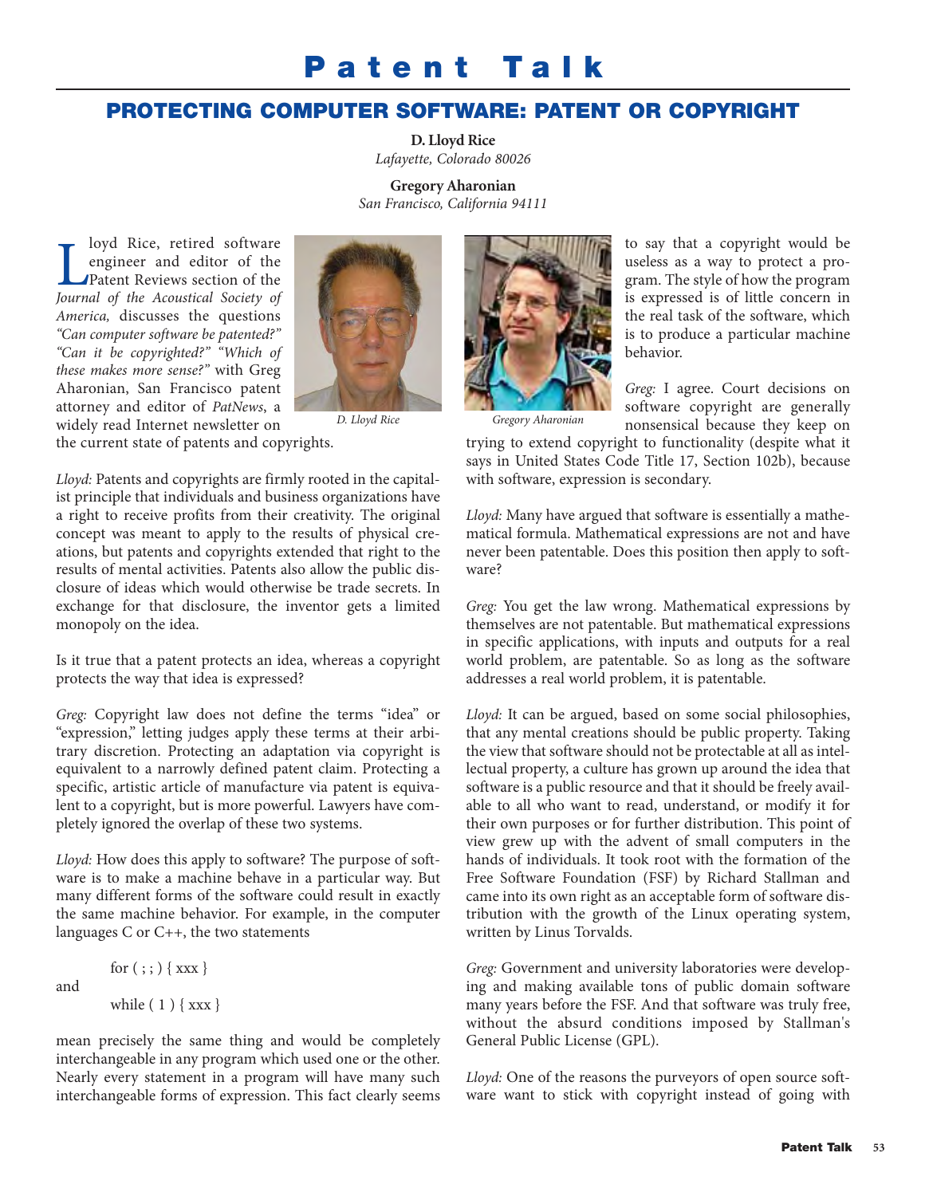# Patent Talk

## PROTECTING COMPUTER SOFTWARE: PATENT OR COPYRIGHT

**D. Lloyd Rice**
*Lafayette, Colorado 80026*

**Gregory Aharonian**
*San Francisco, California 94111*

Lloyd Rice, retired software engineer and editor of the Patent Reviews section of the *Journal of the Acoustical Society of America,* discusses the questions *"Can computer software be patented?" "Can it be copyrighted?" "Which of these makes more sense?"* with Greg Aharonian, San Francisco patent attorney and editor of *PatNews*, a widely read Internet newsletter on the current state of patents and copyrights.

*D. Lloyd Rice*

*Gregory Aharonian*

*Lloyd:* Patents and copyrights are firmly rooted in the capitalist principle that individuals and business organizations have a right to receive profits from their creativity. The original concept was meant to apply to the results of physical creations, but patents and copyrights extended that right to the results of mental activities. Patents also allow the public disclosure of ideas which would otherwise be trade secrets. In exchange for that disclosure, the inventor gets a limited monopoly on the idea.

Is it true that a patent protects an idea, whereas a copyright protects the way that idea is expressed?

*Greg:* Copyright law does not define the terms "idea" or "expression," letting judges apply these terms at their arbitrary discretion. Protecting an adaptation via copyright is equivalent to a narrowly defined patent claim. Protecting a specific, artistic article of manufacture via patent is equivalent to a copyright, but is more powerful. Lawyers have completely ignored the overlap of these two systems.

*Lloyd:* How does this apply to software? The purpose of software is to make a machine behave in a particular way. But many different forms of the software could result in exactly the same machine behavior. For example, in the computer languages C or C++, the two statements

```
for ( ; ; ) { xxx }
```

and

```
while ( 1 ) { xxx }
```

mean precisely the same thing and would be completely interchangeable in any program which used one or the other. Nearly every statement in a program will have many such interchangeable forms of expression. This fact clearly seems to say that a copyright would be useless as a way to protect a program. The style of how the program is expressed is of little concern in the real task of the software, which is to produce a particular machine behavior.

*Greg:* I agree. Court decisions on software copyright are generally nonsensical because they keep on trying to extend copyright to functionality (despite what it says in United States Code Title 17, Section 102b), because with software, expression is secondary.

*Lloyd:* Many have argued that software is essentially a mathematical formula. Mathematical expressions are not and have never been patentable. Does this position then apply to software?

*Greg:* You get the law wrong. Mathematical expressions by themselves are not patentable. But mathematical expressions in specific applications, with inputs and outputs for a real world problem, are patentable. So as long as the software addresses a real world problem, it is patentable.

*Lloyd:* It can be argued, based on some social philosophies, that any mental creations should be public property. Taking the view that software should not be protectable at all as intellectual property, a culture has grown up around the idea that software is a public resource and that it should be freely available to all who want to read, understand, or modify it for their own purposes or for further distribution. This point of view grew up with the advent of small computers in the hands of individuals. It took root with the formation of the Free Software Foundation (FSF) by Richard Stallman and came into its own right as an acceptable form of software distribution with the growth of the Linux operating system, written by Linus Torvalds.

*Greg:* Government and university laboratories were developing and making available tons of public domain software many years before the FSF. And that software was truly free, without the absurd conditions imposed by Stallman's General Public License (GPL).

*Lloyd:* One of the reasons the purveyors of open source software want to stick with copyright instead of going with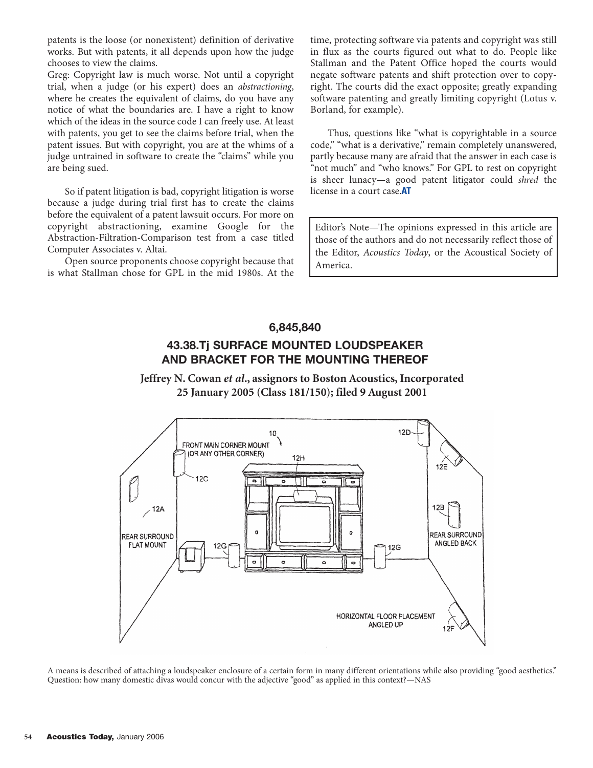patents is the loose (or nonexistent) definition of derivative works. But with patents, it all depends upon how the judge chooses to view the claims.

Greg: Copyright law is much worse. Not until a copyright trial, when a judge (or his expert) does an *abstractioning*, where he creates the equivalent of claims, do you have any notice of what the boundaries are. I have a right to know which of the ideas in the source code I can freely use. At least with patents, you get to see the claims before trial, when the patent issues. But with copyright, you are at the whims of a judge untrained in software to create the "claims" while you are being sued.

So if patent litigation is bad, copyright litigation is worse because a judge during trial first has to create the claims before the equivalent of a patent lawsuit occurs. For more on copyright abstractioning, examine Google for the Abstraction-Filtration-Comparison test from a case titled Computer Associates v. Altai.

Open source proponents choose copyright because that is what Stallman chose for GPL in the mid 1980s. At the time, protecting software via patents and copyright was still in flux as the courts figured out what to do. People like Stallman and the Patent Office hoped the courts would negate software patents and shift protection over to copyright. The courts did the exact opposite; greatly expanding software patenting and greatly limiting copyright (Lotus v. Borland, for example).

Thus, questions like "what is copyrightable in a source code," "what is a derivative," remain completely unanswered, partly because many are afraid that the answer in each case is "not much" and "who knows." For GPL to rest on copyright is sheer lunacy—a good patent litigator could *shred* the license in a court case. **AT**

Editor's Note—The opinions expressed in this article are those of the authors and do not necessarily reflect those of the Editor, *Acoustics Today*, or the Acoustical Society of America.

## 6,845,840

## 43.38.Tj SURFACE MOUNTED LOUDSPEAKER AND BRACKET FOR THE MOUNTING THEREOF

**Jeffrey N. Cowan *et al.*, assignors to Boston Acoustics, Incorporated**
**25 January 2005 (Class 181/150); filed 9 August 2001**

10
FRONT MAIN CORNER MOUNT (OR ANY OTHER CORNER)
12C
12H
12D
12E
12A
12B
REAR SURROUND FLAT MOUNT
12G
12G
REAR SURROUND ANGLED BACK
HORIZONTAL FLOOR PLACEMENT ANGLED UP
12F

A means is described of attaching a loudspeaker enclosure of a certain form in many different orientations while also providing "good aesthetics." Question: how many domestic divas would concur with the adjective "good" as applied in this context?—NAS